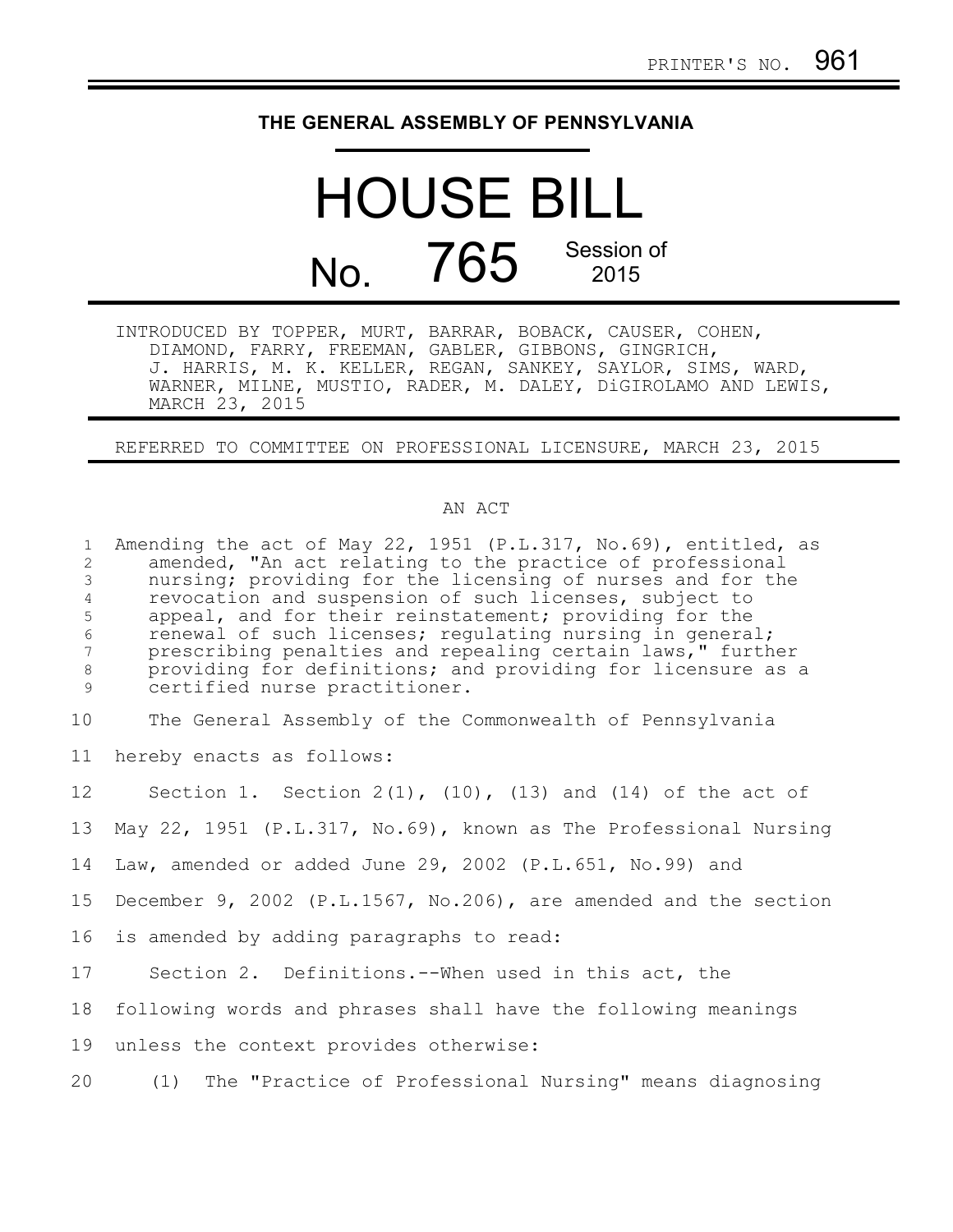PRINTER'S NO. 961

# THE GENERAL ASSEMBLY OF PENNSYLVANIA

# HOUSE BILL

## No. 765 Session of 2015

INTRODUCED BY TOPPER, MURT, BARRAR, BOBACK, CAUSER, COHEN, DIAMOND, FARRY, FREEMAN, GABLER, GIBBONS, GINGRICH, J. HARRIS, M. K. KELLER, REGAN, SANKEY, SAYLOR, SIMS, WARD, WARNER, MILNE, MUSTIO, RADER, M. DALEY, DiGIROLAMO AND LEWIS, MARCH 23, 2015

REFERRED TO COMMITTEE ON PROFESSIONAL LICENSURE, MARCH 23, 2015

AN ACT

Amending the act of May 22, 1951 (P.L.317, No.69), entitled, as amended, "An act relating to the practice of professional nursing; providing for the licensing of nurses and for the revocation and suspension of such licenses, subject to appeal, and for their reinstatement; providing for the renewal of such licenses; regulating nursing in general; prescribing penalties and repealing certain laws," further providing for definitions; and providing for licensure as a certified nurse practitioner.

The General Assembly of the Commonwealth of Pennsylvania hereby enacts as follows:

Section 1. Section 2(1), (10), (13) and (14) of the act of May 22, 1951 (P.L.317, No.69), known as The Professional Nursing Law, amended or added June 29, 2002 (P.L.651, No.99) and December 9, 2002 (P.L.1567, No.206), are amended and the section is amended by adding paragraphs to read:

Section 2. Definitions.--When used in this act, the following words and phrases shall have the following meanings unless the context provides otherwise:

(1) The "Practice of Professional Nursing" means diagnosing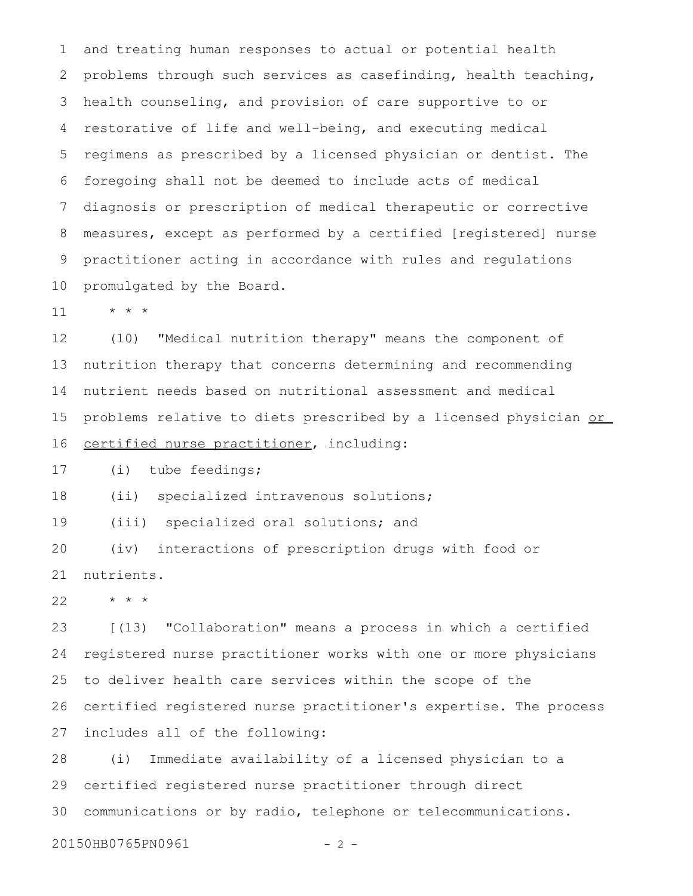and treating human responses to actual or potential health problems through such services as casefinding, health teaching, health counseling, and provision of care supportive to or restorative of life and well-being, and executing medical regimens as prescribed by a licensed physician or dentist. The foregoing shall not be deemed to include acts of medical diagnosis or prescription of medical therapeutic or corrective measures, except as performed by a certified [registered] nurse practitioner acting in accordance with rules and regulations promulgated by the Board.

\* \* \*

(10) "Medical nutrition therapy" means the component of nutrition therapy that concerns determining and recommending nutrient needs based on nutritional assessment and medical problems relative to diets prescribed by a licensed physician <u>or certified nurse practitioner</u>, including:

(i) tube feedings;

(ii) specialized intravenous solutions;

(iii) specialized oral solutions; and

(iv) interactions of prescription drugs with food or nutrients.

\* \* \*

[(13) "Collaboration" means a process in which a certified registered nurse practitioner works with one or more physicians to deliver health care services within the scope of the certified registered nurse practitioner's expertise. The process includes all of the following:

(i) Immediate availability of a licensed physician to a certified registered nurse practitioner through direct communications or by radio, telephone or telecommunications.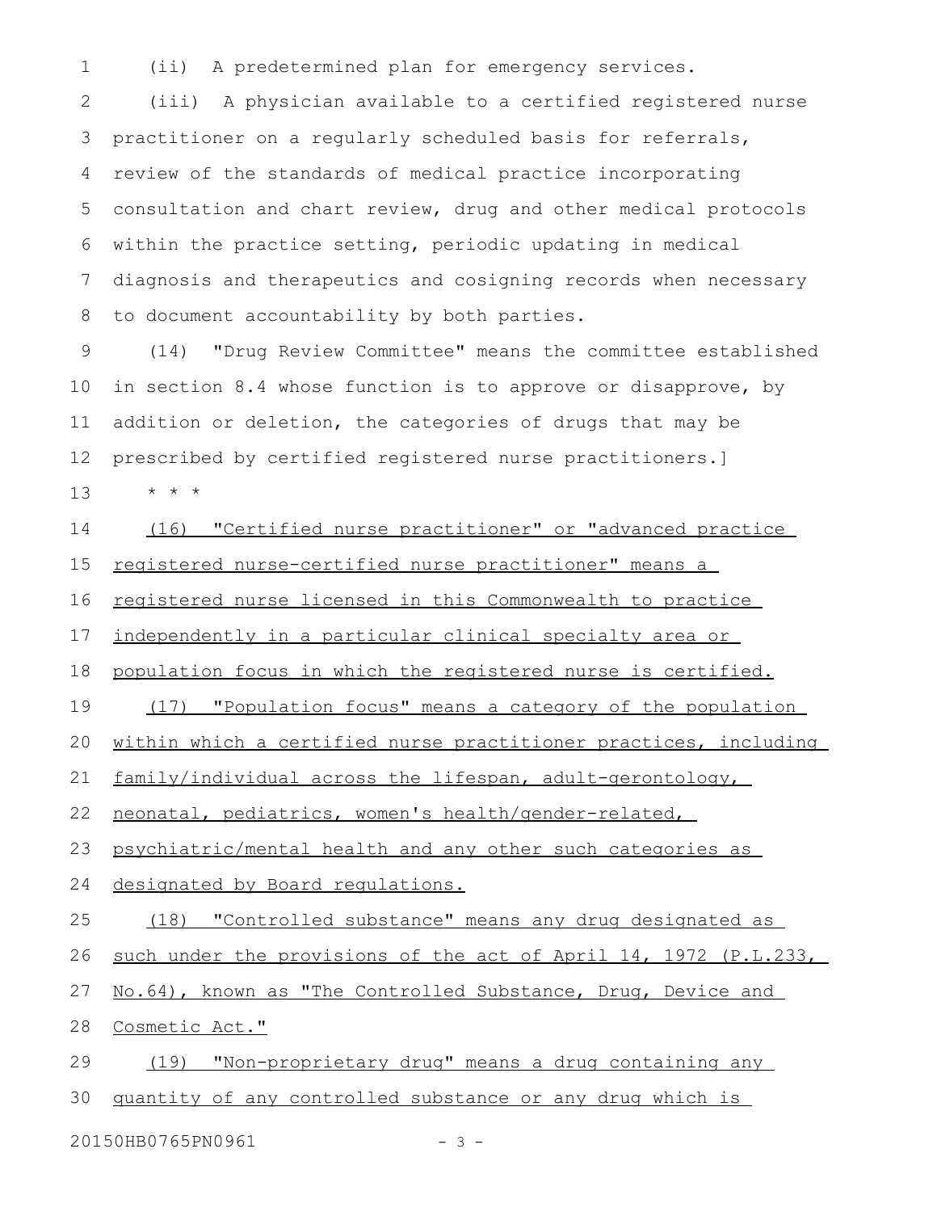(ii) A predetermined plan for emergency services.

(iii) A physician available to a certified registered nurse practitioner on a regularly scheduled basis for referrals, review of the standards of medical practice incorporating consultation and chart review, drug and other medical protocols within the practice setting, periodic updating in medical diagnosis and therapeutics and cosigning records when necessary to document accountability by both parties.

(14) "Drug Review Committee" means the committee established in section 8.4 whose function is to approve or disapprove, by addition or deletion, the categories of drugs that may be prescribed by certified registered nurse practitioners.]

\* \* \*

<u>(16) "Certified nurse practitioner" or "advanced practice registered nurse-certified nurse practitioner" means a registered nurse licensed in this Commonwealth to practice independently in a particular clinical specialty area or population focus in which the registered nurse is certified.</u>

<u>(17) "Population focus" means a category of the population within which a certified nurse practitioner practices, including family/individual across the lifespan, adult-gerontology, neonatal, pediatrics, women's health/gender-related, psychiatric/mental health and any other such categories as designated by Board regulations.</u>

<u>(18) "Controlled substance" means any drug designated as such under the provisions of the act of April 14, 1972 (P.L.233, No.64), known as "The Controlled Substance, Drug, Device and Cosmetic Act."</u>

<u>(19) "Non-proprietary drug" means a drug containing any quantity of any controlled substance or any drug which is</u>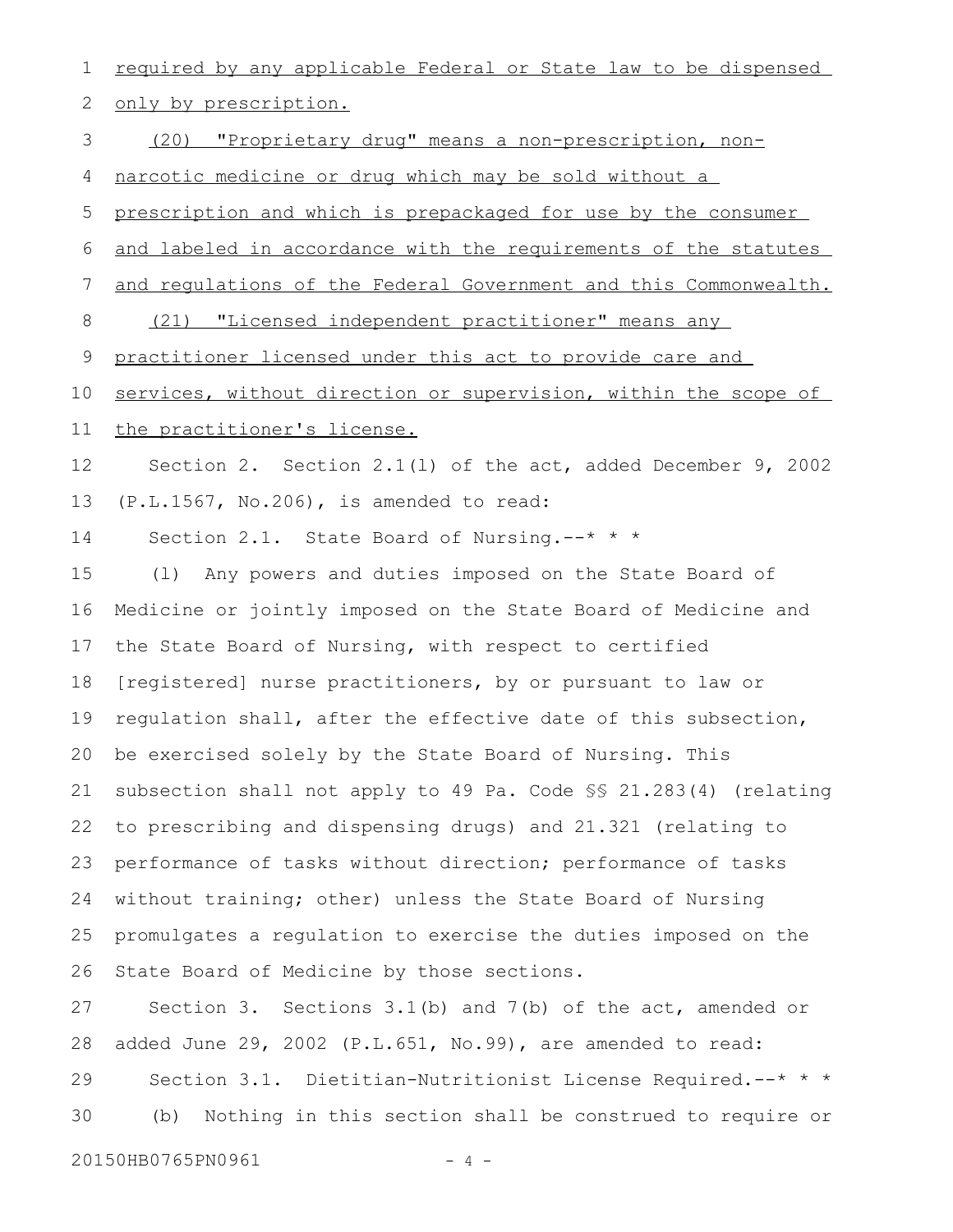required by any applicable Federal or State law to be dispensed only by prescription.

(20) "Proprietary drug" means a non-prescription, non-narcotic medicine or drug which may be sold without a prescription and which is prepackaged for use by the consumer and labeled in accordance with the requirements of the statutes and regulations of the Federal Government and this Commonwealth.

(21) "Licensed independent practitioner" means any practitioner licensed under this act to provide care and services, without direction or supervision, within the scope of the practitioner's license.

Section 2. Section 2.1(l) of the act, added December 9, 2002 (P.L.1567, No.206), is amended to read:

Section 2.1. State Board of Nursing.--* * *

(l) Any powers and duties imposed on the State Board of Medicine or jointly imposed on the State Board of Medicine and the State Board of Nursing, with respect to certified [registered] nurse practitioners, by or pursuant to law or regulation shall, after the effective date of this subsection, be exercised solely by the State Board of Nursing. This subsection shall not apply to 49 Pa. Code §§ 21.283(4) (relating to prescribing and dispensing drugs) and 21.321 (relating to performance of tasks without direction; performance of tasks without training; other) unless the State Board of Nursing promulgates a regulation to exercise the duties imposed on the State Board of Medicine by those sections.

Section 3. Sections 3.1(b) and 7(b) of the act, amended or added June 29, 2002 (P.L.651, No.99), are amended to read:

Section 3.1. Dietitian-Nutritionist License Required.--* * *

(b) Nothing in this section shall be construed to require or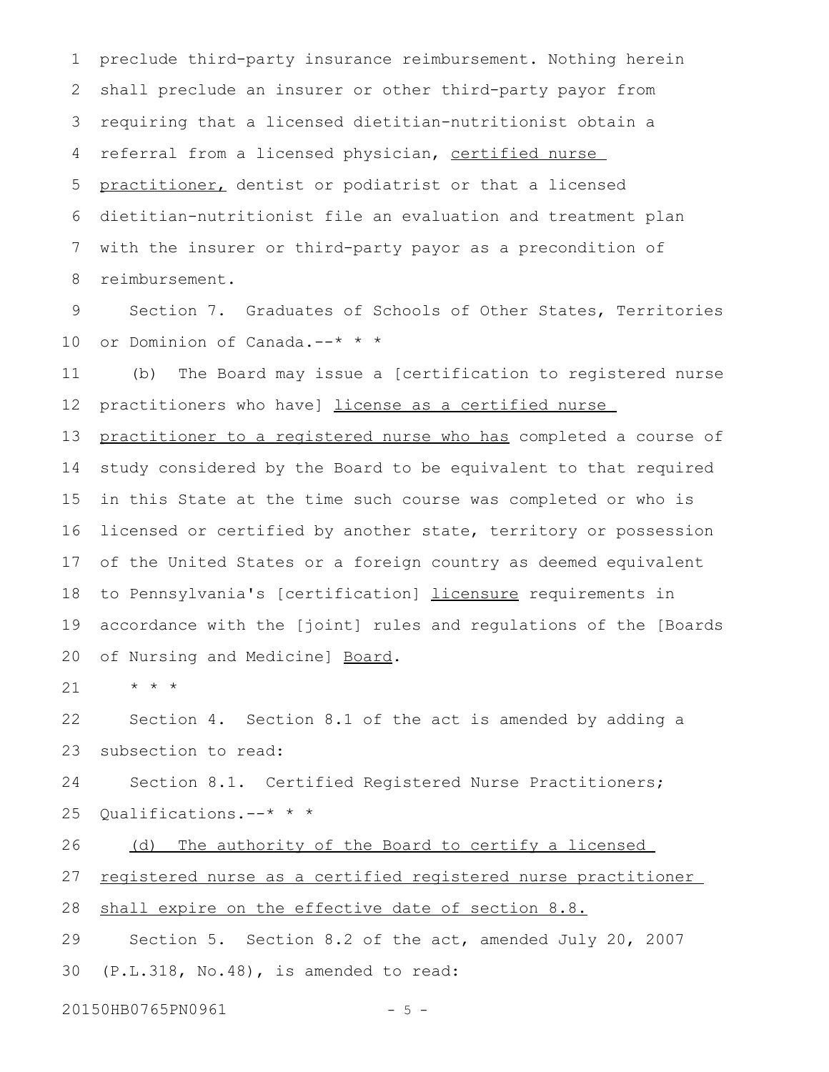preclude third-party insurance reimbursement. Nothing herein shall preclude an insurer or other third-party payor from requiring that a licensed dietitian-nutritionist obtain a referral from a licensed physician, <u>certified nurse practitioner,</u> dentist or podiatrist or that a licensed dietitian-nutritionist file an evaluation and treatment plan with the insurer or third-party payor as a precondition of reimbursement.

Section 7. Graduates of Schools of Other States, Territories or Dominion of Canada.--* * *

(b) The Board may issue a [certification to registered nurse practitioners who have] <u>license as a certified nurse practitioner to a registered nurse who has</u> completed a course of study considered by the Board to be equivalent to that required in this State at the time such course was completed or who is licensed or certified by another state, territory or possession of the United States or a foreign country as deemed equivalent to Pennsylvania's [certification] <u>licensure</u> requirements in accordance with the [joint] rules and regulations of the [Boards of Nursing and Medicine] <u>Board</u>.

* * *

Section 4. Section 8.1 of the act is amended by adding a subsection to read:

Section 8.1. Certified Registered Nurse Practitioners; Qualifications.--* * *

<u>(d) The authority of the Board to certify a licensed registered nurse as a certified registered nurse practitioner shall expire on the effective date of section 8.8.</u>

Section 5. Section 8.2 of the act, amended July 20, 2007 (P.L.318, No.48), is amended to read: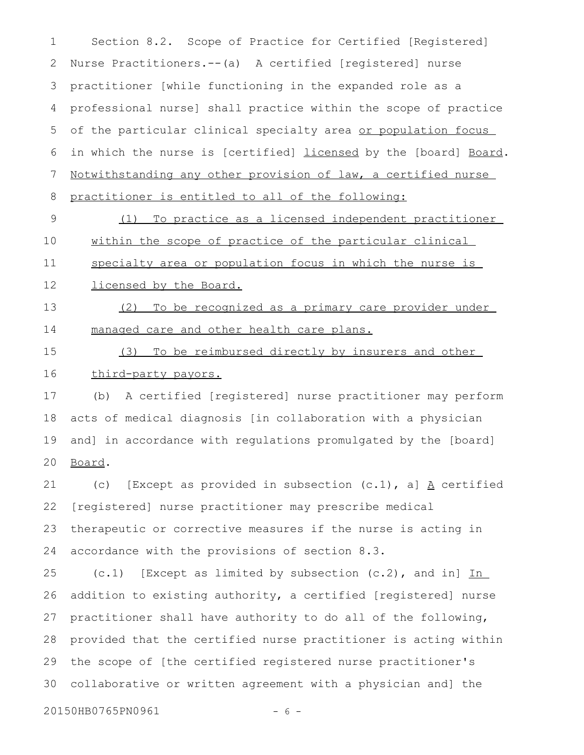Section 8.2. Scope of Practice for Certified [Registered] Nurse Practitioners.--(a) A certified [registered] nurse practitioner [while functioning in the expanded role as a professional nurse] shall practice within the scope of practice of the particular clinical specialty area or population focus in which the nurse is [certified] licensed by the [board] Board. Notwithstanding any other provision of law, a certified nurse practitioner is entitled to all of the following:

(1) To practice as a licensed independent practitioner within the scope of practice of the particular clinical specialty area or population focus in which the nurse is licensed by the Board.

(2) To be recognized as a primary care provider under managed care and other health care plans.

(3) To be reimbursed directly by insurers and other third-party payors.

(b) A certified [registered] nurse practitioner may perform acts of medical diagnosis [in collaboration with a physician and] in accordance with regulations promulgated by the [board] Board.

(c) [Except as provided in subsection (c.1), a] A certified [registered] nurse practitioner may prescribe medical therapeutic or corrective measures if the nurse is acting in accordance with the provisions of section 8.3.

(c.1) [Except as limited by subsection (c.2), and in] In addition to existing authority, a certified [registered] nurse practitioner shall have authority to do all of the following, provided that the certified nurse practitioner is acting within the scope of [the certified registered nurse practitioner's collaborative or written agreement with a physician and] the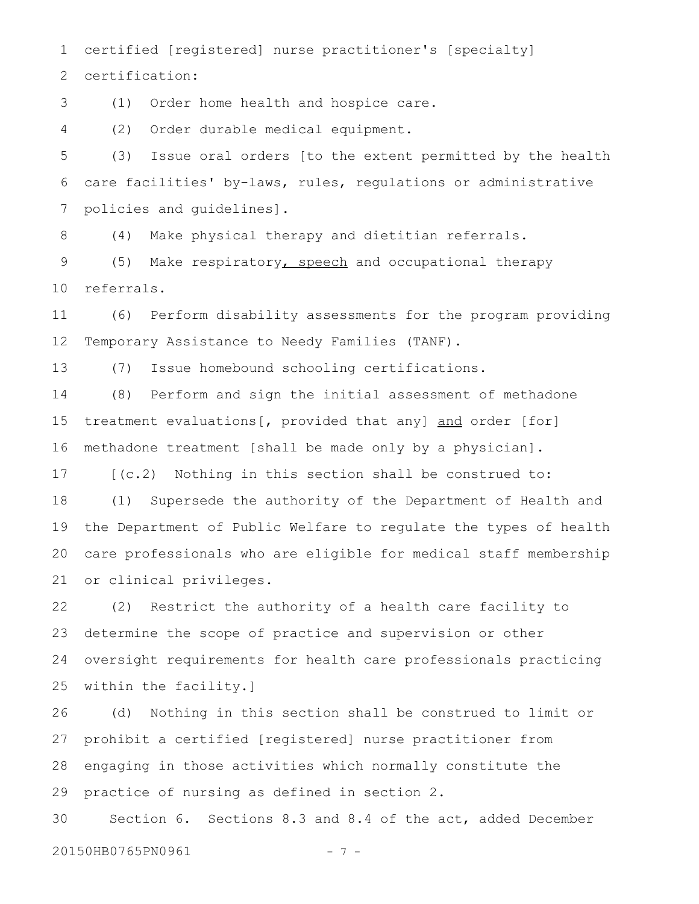certified [registered] nurse practitioner's [specialty] certification:

(1) Order home health and hospice care.

(2) Order durable medical equipment.

(3) Issue oral orders [to the extent permitted by the health care facilities' by-laws, rules, regulations or administrative policies and guidelines].

(4) Make physical therapy and dietitian referrals.

(5) Make respiratory<u>, speech</u> and occupational therapy referrals.

(6) Perform disability assessments for the program providing Temporary Assistance to Needy Families (TANF).

(7) Issue homebound schooling certifications.

(8) Perform and sign the initial assessment of methadone treatment evaluations[, provided that any] <u>and</u> order [for] methadone treatment [shall be made only by a physician].

[(c.2) Nothing in this section shall be construed to:

(1) Supersede the authority of the Department of Health and the Department of Public Welfare to regulate the types of health care professionals who are eligible for medical staff membership or clinical privileges.

(2) Restrict the authority of a health care facility to determine the scope of practice and supervision or other oversight requirements for health care professionals practicing within the facility.]

(d) Nothing in this section shall be construed to limit or prohibit a certified [registered] nurse practitioner from engaging in those activities which normally constitute the practice of nursing as defined in section 2.

Section 6. Sections 8.3 and 8.4 of the act, added December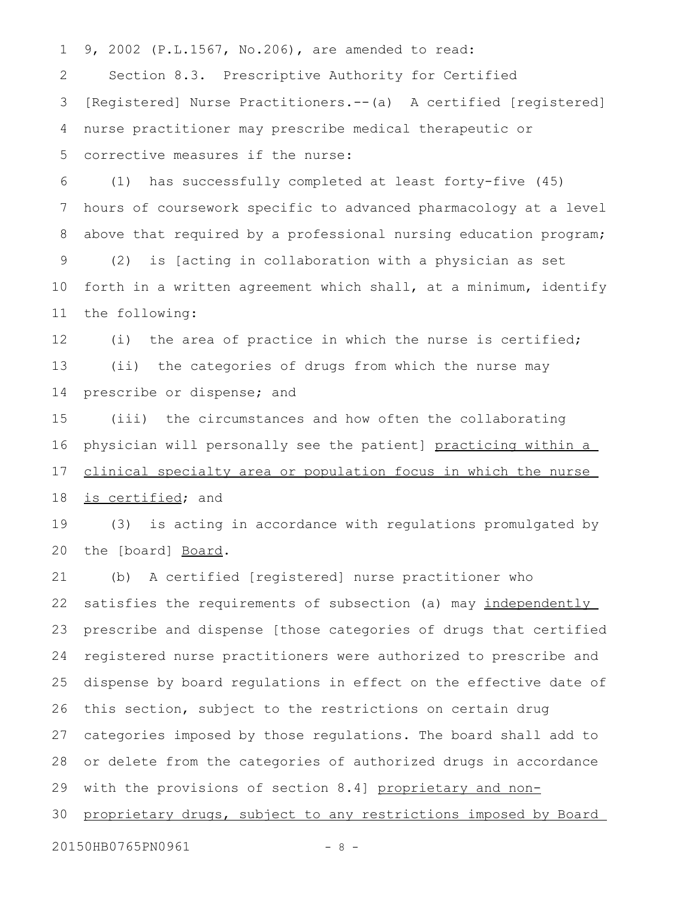9, 2002 (P.L.1567, No.206), are amended to read:

Section 8.3. Prescriptive Authority for Certified [Registered] Nurse Practitioners.--(a) A certified [registered] nurse practitioner may prescribe medical therapeutic or corrective measures if the nurse:

(1) has successfully completed at least forty-five (45) hours of coursework specific to advanced pharmacology at a level above that required by a professional nursing education program;

(2) is [acting in collaboration with a physician as set forth in a written agreement which shall, at a minimum, identify the following:

(i) the area of practice in which the nurse is certified;

(ii) the categories of drugs from which the nurse may prescribe or dispense; and

(iii) the circumstances and how often the collaborating physician will personally see the patient] <u>practicing within a clinical specialty area or population focus in which the nurse is certified</u>; and

(3) is acting in accordance with regulations promulgated by the [board] <u>Board</u>.

(b) A certified [registered] nurse practitioner who satisfies the requirements of subsection (a) may <u>independently</u> prescribe and dispense [those categories of drugs that certified registered nurse practitioners were authorized to prescribe and dispense by board regulations in effect on the effective date of this section, subject to the restrictions on certain drug categories imposed by those regulations. The board shall add to or delete from the categories of authorized drugs in accordance with the provisions of section 8.4] <u>proprietary and non-proprietary drugs, subject to any restrictions imposed by Board</u>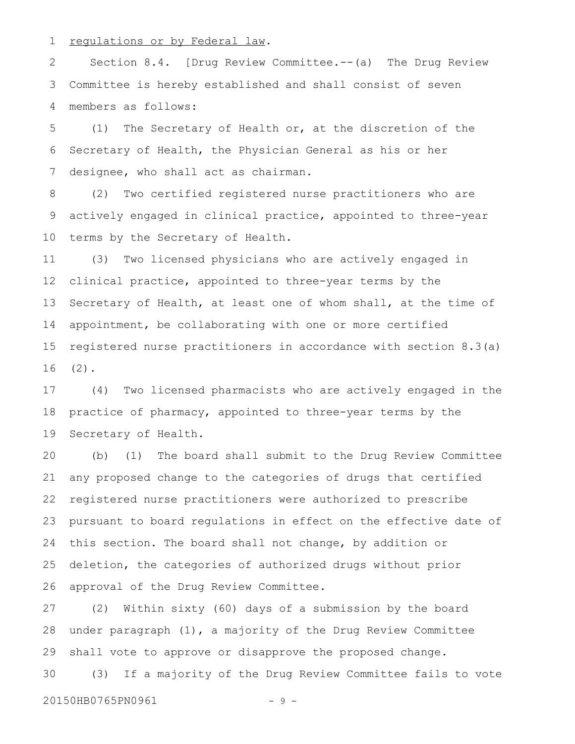regulations or by Federal law.

Section 8.4. [Drug Review Committee.--(a) The Drug Review Committee is hereby established and shall consist of seven members as follows:

(1) The Secretary of Health or, at the discretion of the Secretary of Health, the Physician General as his or her designee, who shall act as chairman.

(2) Two certified registered nurse practitioners who are actively engaged in clinical practice, appointed to three-year terms by the Secretary of Health.

(3) Two licensed physicians who are actively engaged in clinical practice, appointed to three-year terms by the Secretary of Health, at least one of whom shall, at the time of appointment, be collaborating with one or more certified registered nurse practitioners in accordance with section 8.3(a)(2).

(4) Two licensed pharmacists who are actively engaged in the practice of pharmacy, appointed to three-year terms by the Secretary of Health.

(b) (1) The board shall submit to the Drug Review Committee any proposed change to the categories of drugs that certified registered nurse practitioners were authorized to prescribe pursuant to board regulations in effect on the effective date of this section. The board shall not change, by addition or deletion, the categories of authorized drugs without prior approval of the Drug Review Committee.

(2) Within sixty (60) days of a submission by the board under paragraph (1), a majority of the Drug Review Committee shall vote to approve or disapprove the proposed change.

(3) If a majority of the Drug Review Committee fails to vote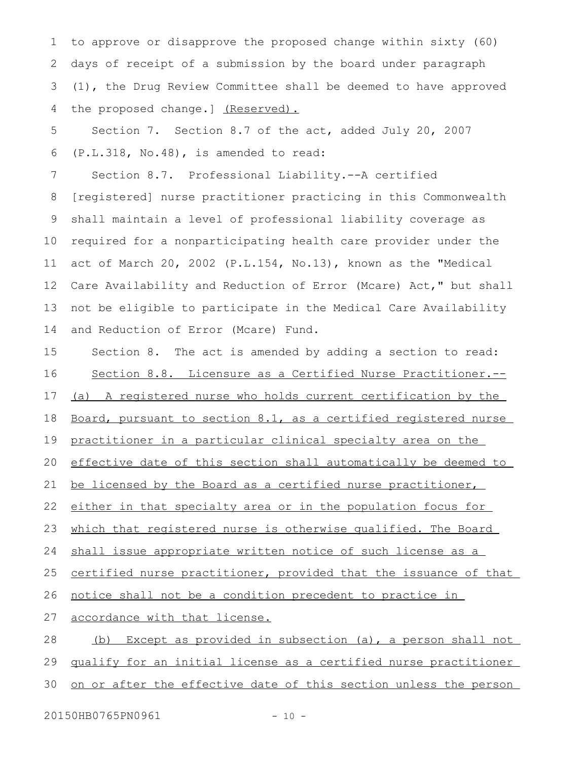to approve or disapprove the proposed change within sixty (60) days of receipt of a submission by the board under paragraph (1), the Drug Review Committee shall be deemed to have approved the proposed change.] (Reserved).

Section 7. Section 8.7 of the act, added July 20, 2007 (P.L.318, No.48), is amended to read:

Section 8.7. Professional Liability.--A certified [registered] nurse practitioner practicing in this Commonwealth shall maintain a level of professional liability coverage as required for a nonparticipating health care provider under the act of March 20, 2002 (P.L.154, No.13), known as the "Medical Care Availability and Reduction of Error (Mcare) Act," but shall not be eligible to participate in the Medical Care Availability and Reduction of Error (Mcare) Fund.

Section 8. The act is amended by adding a section to read:

Section 8.8. Licensure as a Certified Nurse Practitioner.--(a) A registered nurse who holds current certification by the Board, pursuant to section 8.1, as a certified registered nurse practitioner in a particular clinical specialty area on the effective date of this section shall automatically be deemed to be licensed by the Board as a certified nurse practitioner, either in that specialty area or in the population focus for which that registered nurse is otherwise qualified. The Board shall issue appropriate written notice of such license as a certified nurse practitioner, provided that the issuance of that notice shall not be a condition precedent to practice in accordance with that license.

(b) Except as provided in subsection (a), a person shall not qualify for an initial license as a certified nurse practitioner on or after the effective date of this section unless the person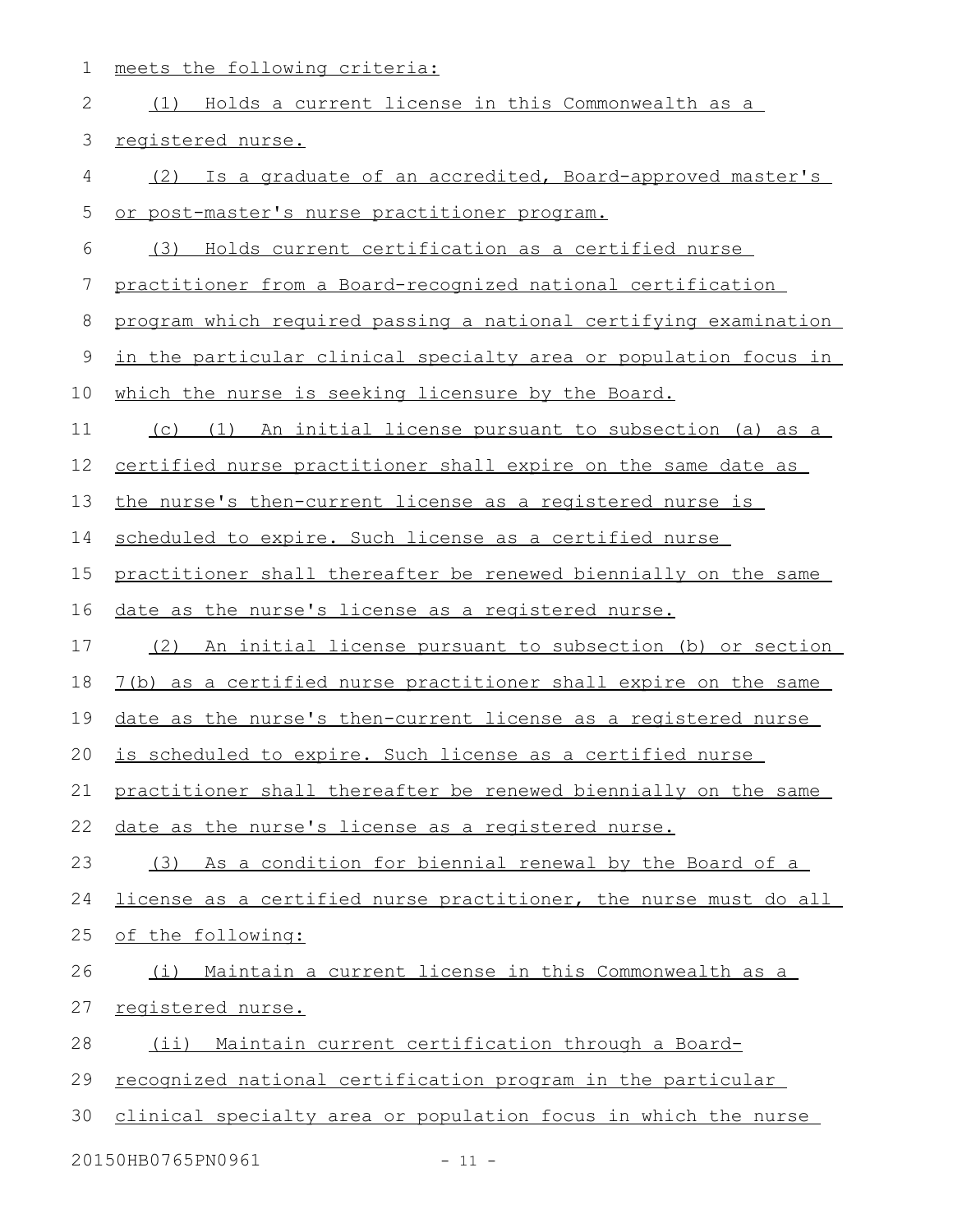meets the following criteria:

(1) Holds a current license in this Commonwealth as a registered nurse.

(2) Is a graduate of an accredited, Board-approved master's or post-master's nurse practitioner program.

(3) Holds current certification as a certified nurse practitioner from a Board-recognized national certification program which required passing a national certifying examination in the particular clinical specialty area or population focus in which the nurse is seeking licensure by the Board.

(c) (1) An initial license pursuant to subsection (a) as a certified nurse practitioner shall expire on the same date as the nurse's then-current license as a registered nurse is scheduled to expire. Such license as a certified nurse practitioner shall thereafter be renewed biennially on the same date as the nurse's license as a registered nurse.

(2) An initial license pursuant to subsection (b) or section 7(b) as a certified nurse practitioner shall expire on the same date as the nurse's then-current license as a registered nurse is scheduled to expire. Such license as a certified nurse practitioner shall thereafter be renewed biennially on the same date as the nurse's license as a registered nurse.

(3) As a condition for biennial renewal by the Board of a license as a certified nurse practitioner, the nurse must do all of the following:

(i) Maintain a current license in this Commonwealth as a registered nurse.

(ii) Maintain current certification through a Board-recognized national certification program in the particular clinical specialty area or population focus in which the nurse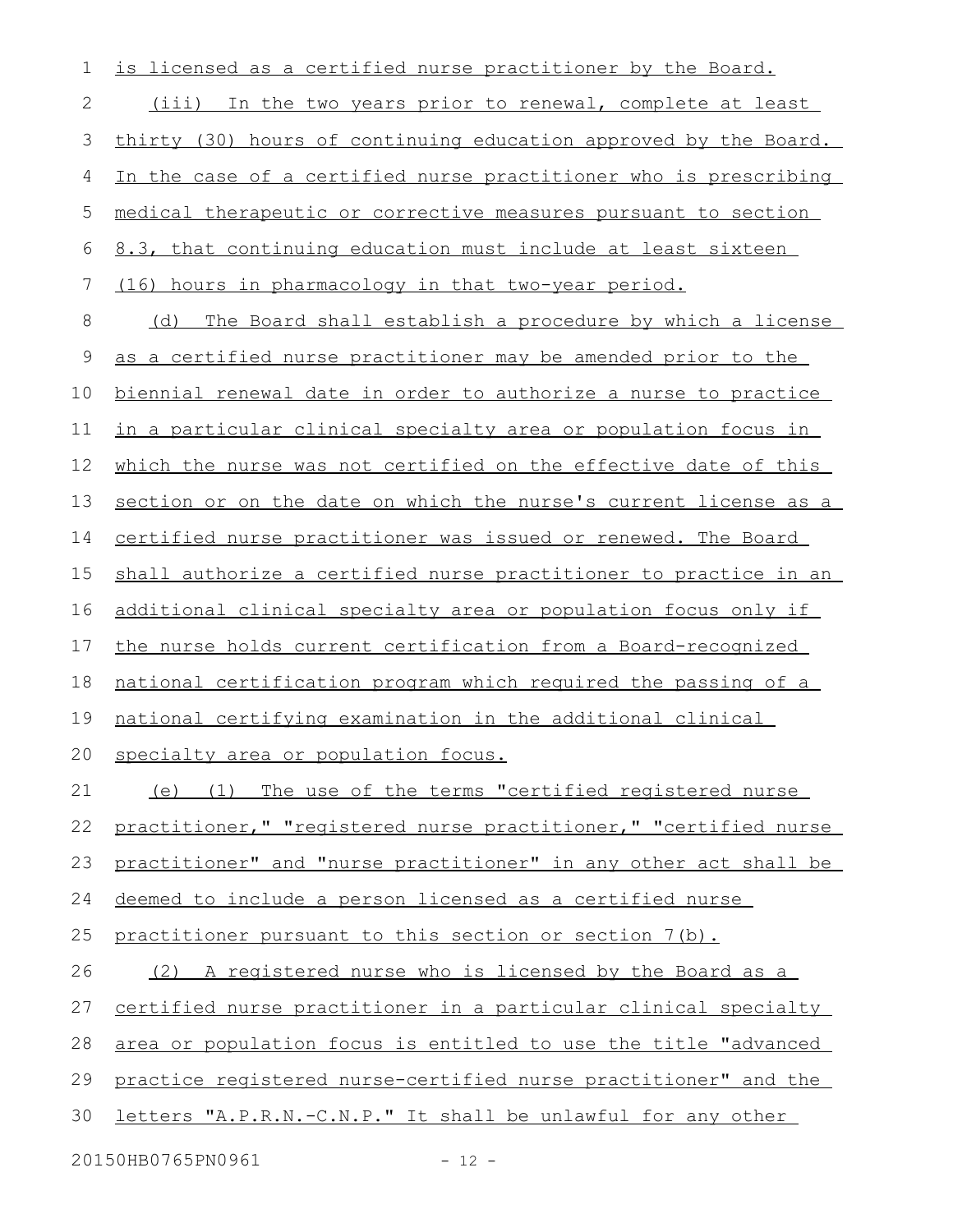is licensed as a certified nurse practitioner by the Board.

(iii) In the two years prior to renewal, complete at least thirty (30) hours of continuing education approved by the Board. In the case of a certified nurse practitioner who is prescribing medical therapeutic or corrective measures pursuant to section 8.3, that continuing education must include at least sixteen (16) hours in pharmacology in that two-year period.

(d) The Board shall establish a procedure by which a license as a certified nurse practitioner may be amended prior to the biennial renewal date in order to authorize a nurse to practice in a particular clinical specialty area or population focus in which the nurse was not certified on the effective date of this section or on the date on which the nurse's current license as a certified nurse practitioner was issued or renewed. The Board shall authorize a certified nurse practitioner to practice in an additional clinical specialty area or population focus only if the nurse holds current certification from a Board-recognized national certification program which required the passing of a national certifying examination in the additional clinical specialty area or population focus.

(e) (1) The use of the terms "certified registered nurse practitioner," "registered nurse practitioner," "certified nurse practitioner" and "nurse practitioner" in any other act shall be deemed to include a person licensed as a certified nurse practitioner pursuant to this section or section 7(b).

(2) A registered nurse who is licensed by the Board as a certified nurse practitioner in a particular clinical specialty area or population focus is entitled to use the title "advanced practice registered nurse-certified nurse practitioner" and the letters "A.P.R.N.-C.N.P." It shall be unlawful for any other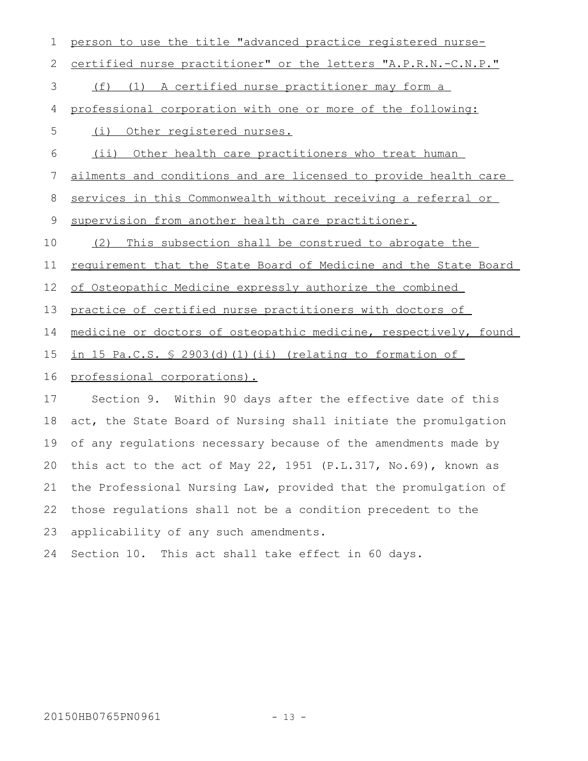person to use the title "advanced practice registered nurse-certified nurse practitioner" or the letters "A.P.R.N.-C.N.P."

(f) (1) A certified nurse practitioner may form a professional corporation with one or more of the following:

(i) Other registered nurses.

(ii) Other health care practitioners who treat human ailments and conditions and are licensed to provide health care services in this Commonwealth without receiving a referral or supervision from another health care practitioner.

(2) This subsection shall be construed to abrogate the requirement that the State Board of Medicine and the State Board of Osteopathic Medicine expressly authorize the combined practice of certified nurse practitioners with doctors of medicine or doctors of osteopathic medicine, respectively, found in 15 Pa.C.S. § 2903(d)(1)(ii) (relating to formation of professional corporations).

Section 9. Within 90 days after the effective date of this act, the State Board of Nursing shall initiate the promulgation of any regulations necessary because of the amendments made by this act to the act of May 22, 1951 (P.L.317, No.69), known as the Professional Nursing Law, provided that the promulgation of those regulations shall not be a condition precedent to the applicability of any such amendments.

Section 10. This act shall take effect in 60 days.